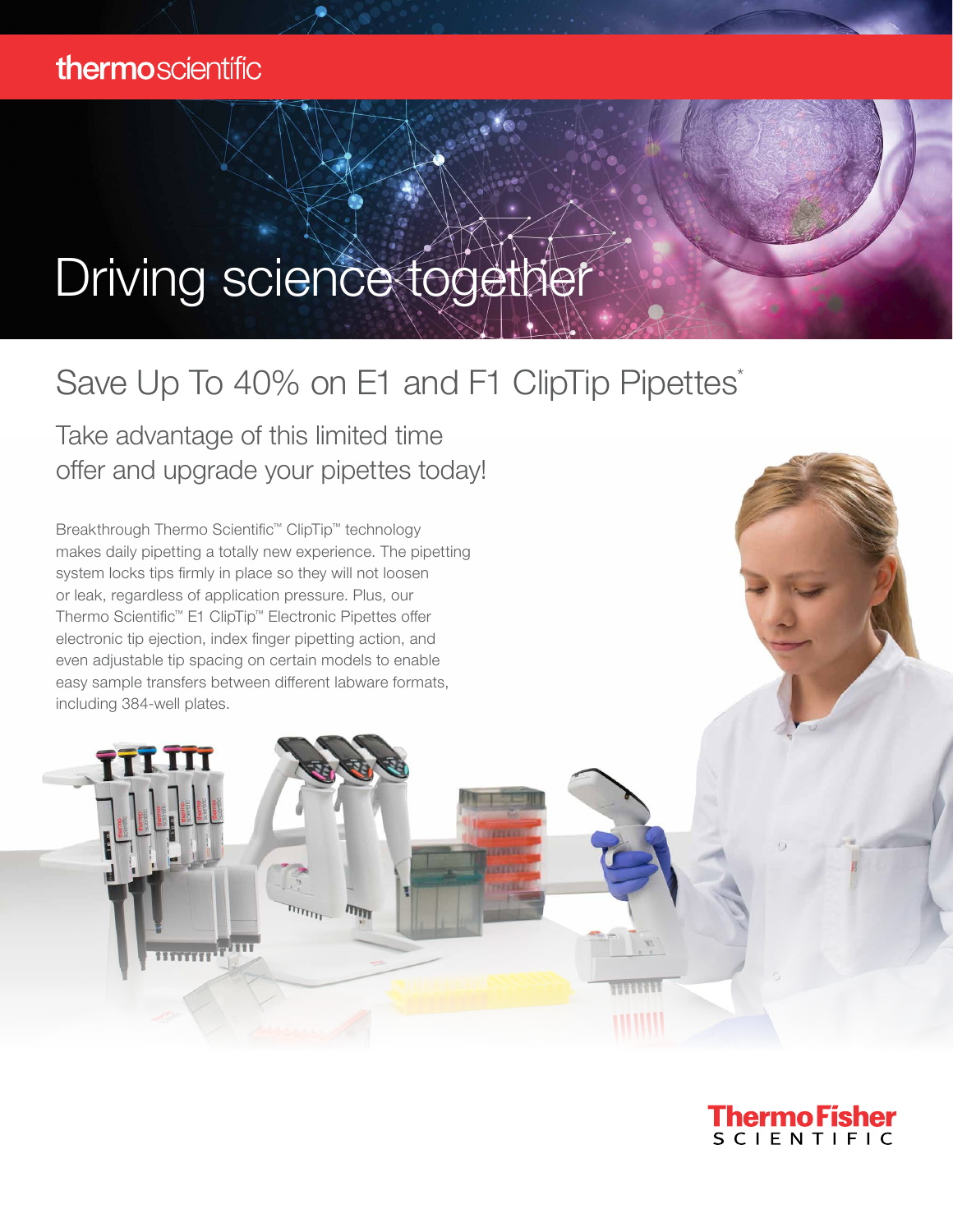thermoscientific

# Driving science together

## Save Up To 40% on E1 and F1 ClipTip Pipettes*

### Take advantage of this limited time offer and upgrade your pipettes today!

Breakthrough Thermo Scientific™ ClipTip™ technology makes daily pipetting a totally new experience. The pipetting system locks tips firmly in place so they will not loosen or leak, regardless of application pressure. Plus, our Thermo Scientific™ E1 ClipTip™ Electronic Pipettes offer electronic tip ejection, index finger pipetting action, and even adjustable tip spacing on certain models to enable easy sample transfers between different labware formats, including 384-well plates.

ThermoFisher SCIENTIFIC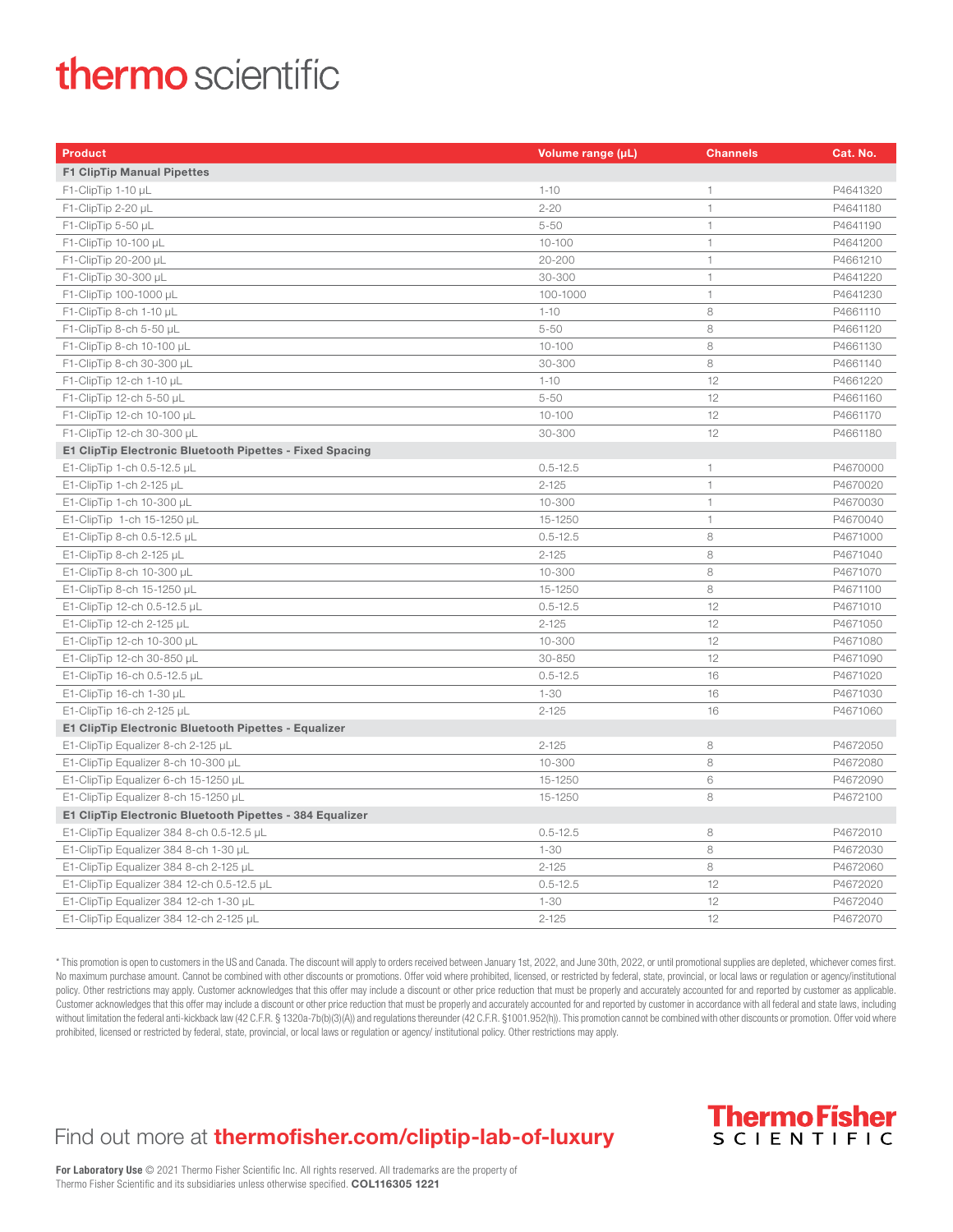# thermo scientific

| Product | Volume range (µL) | Channels | Cat. No. |
|---|---|---|---|
| **F1 ClipTip Manual Pipettes** | | | |
| F1-ClipTip 1-10 µL | 1-10 | 1 | P4641320 |
| F1-ClipTip 2-20 µL | 2-20 | 1 | P4641180 |
| F1-ClipTip 5-50 µL | 5-50 | 1 | P4641190 |
| F1-ClipTip 10-100 µL | 10-100 | 1 | P4641200 |
| F1-ClipTip 20-200 µL | 20-200 | 1 | P4661210 |
| F1-ClipTip 30-300 µL | 30-300 | 1 | P4641220 |
| F1-ClipTip 100-1000 µL | 100-1000 | 1 | P4641230 |
| F1-ClipTip 8-ch 1-10 µL | 1-10 | 8 | P4661110 |
| F1-ClipTip 8-ch 5-50 µL | 5-50 | 8 | P4661120 |
| F1-ClipTip 8-ch 10-100 µL | 10-100 | 8 | P4661130 |
| F1-ClipTip 8-ch 30-300 µL | 30-300 | 8 | P4661140 |
| F1-ClipTip 12-ch 1-10 µL | 1-10 | 12 | P4661220 |
| F1-ClipTip 12-ch 5-50 µL | 5-50 | 12 | P4661160 |
| F1-ClipTip 12-ch 10-100 µL | 10-100 | 12 | P4661170 |
| F1-ClipTip 12-ch 30-300 µL | 30-300 | 12 | P4661180 |
| **E1 ClipTip Electronic Bluetooth Pipettes - Fixed Spacing** | | | |
| E1-ClipTip 1-ch 0.5-12.5 µL | 0.5-12.5 | 1 | P4670000 |
| E1-ClipTip 1-ch 2-125 µL | 2-125 | 1 | P4670020 |
| E1-ClipTip 1-ch 10-300 µL | 10-300 | 1 | P4670030 |
| E1-ClipTip 1-ch 15-1250 µL | 15-1250 | 1 | P4670040 |
| E1-ClipTip 8-ch 0.5-12.5 µL | 0.5-12.5 | 8 | P4671000 |
| E1-ClipTip 8-ch 2-125 µL | 2-125 | 8 | P4671040 |
| E1-ClipTip 8-ch 10-300 µL | 10-300 | 8 | P4671070 |
| E1-ClipTip 8-ch 15-1250 µL | 15-1250 | 8 | P4671100 |
| E1-ClipTip 12-ch 0.5-12.5 µL | 0.5-12.5 | 12 | P4671010 |
| E1-ClipTip 12-ch 2-125 µL | 2-125 | 12 | P4671050 |
| E1-ClipTip 12-ch 10-300 µL | 10-300 | 12 | P4671080 |
| E1-ClipTip 12-ch 30-850 µL | 30-850 | 12 | P4671090 |
| E1-ClipTip 16-ch 0.5-12.5 µL | 0.5-12.5 | 16 | P4671020 |
| E1-ClipTip 16-ch 1-30 µL | 1-30 | 16 | P4671030 |
| E1-ClipTip 16-ch 2-125 µL | 2-125 | 16 | P4671060 |
| **E1 ClipTip Electronic Bluetooth Pipettes - Equalizer** | | | |
| E1-ClipTip Equalizer 8-ch 2-125 µL | 2-125 | 8 | P4672050 |
| E1-ClipTip Equalizer 8-ch 10-300 µL | 10-300 | 8 | P4672080 |
| E1-ClipTip Equalizer 6-ch 15-1250 µL | 15-1250 | 6 | P4672090 |
| E1-ClipTip Equalizer 8-ch 15-1250 µL | 15-1250 | 8 | P4672100 |
| **E1 ClipTip Electronic Bluetooth Pipettes - 384 Equalizer** | | | |
| E1-ClipTip Equalizer 384 8-ch 0.5-12.5 µL | 0.5-12.5 | 8 | P4672010 |
| E1-ClipTip Equalizer 384 8-ch 1-30 µL | 1-30 | 8 | P4672030 |
| E1-ClipTip Equalizer 384 8-ch 2-125 µL | 2-125 | 8 | P4672060 |
| E1-ClipTip Equalizer 384 12-ch 0.5-12.5 µL | 0.5-12.5 | 12 | P4672020 |
| E1-ClipTip Equalizer 384 12-ch 1-30 µL | 1-30 | 12 | P4672040 |
| E1-ClipTip Equalizer 384 12-ch 2-125 µL | 2-125 | 12 | P4672070 |

* This promotion is open to customers in the US and Canada. The discount will apply to orders received between January 1st, 2022, and June 30th, 2022, or until promotional supplies are depleted, whichever comes first. No maximum purchase amount. Cannot be combined with other discounts or promotions. Offer void where prohibited, licensed, or restricted by federal, state, provincial, or local laws or regulation or agency/institutional policy. Other restrictions may apply. Customer acknowledges that this offer may include a discount or other price reduction that must be properly and accurately accounted for and reported by customer as applicable. Customer acknowledges that this offer may include a discount or other price reduction that must be properly and accurately accounted for and reported by customer in accordance with all federal and state laws, including without limitation the federal anti-kickback law (42 C.F.R. § 1320a-7b(b)(3)(A)) and regulations thereunder (42 C.F.R. §1001.952(h)). This promotion cannot be combined with other discounts or promotion. Offer void where prohibited, licensed or restricted by federal, state, provincial, or local laws or regulation or agency/ institutional policy. Other restrictions may apply.

Find out more at **thermofisher.com/cliptip-lab-of-luxury**

**ThermoFisher SCIENTIFIC**

**For Laboratory Use** © 2021 Thermo Fisher Scientific Inc. All rights reserved. All trademarks are the property of Thermo Fisher Scientific and its subsidiaries unless otherwise specified. **COL116305 1221**